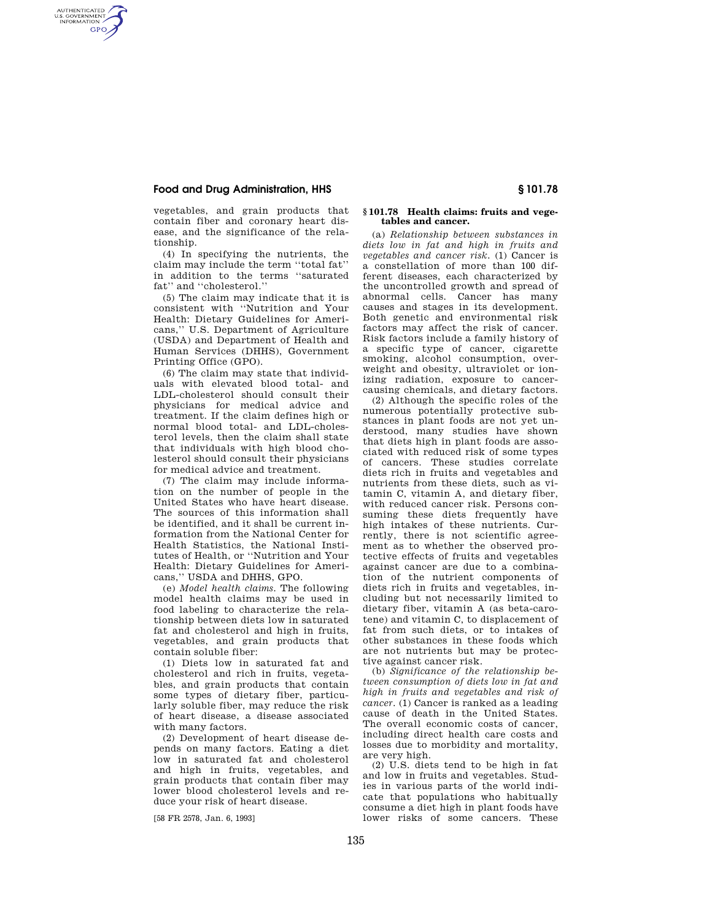vegetables, and grain products that contain fiber and coronary heart disease, and the significance of the relationship.

(4) In specifying the nutrients, the claim may include the term ''total fat'' in addition to the terms ''saturated fat'' and ''cholesterol.''

(5) The claim may indicate that it is consistent with ''Nutrition and Your Health: Dietary Guidelines for Americans,'' U.S. Department of Agriculture (USDA) and Department of Health and Human Services (DHHS), Government Printing Office (GPO).

(6) The claim may state that individuals with elevated blood total- and LDL-cholesterol should consult their physicians for medical advice and treatment. If the claim defines high or normal blood total- and LDL-cholesterol levels, then the claim shall state that individuals with high blood cholesterol should consult their physicians for medical advice and treatment.

(7) The claim may include information on the number of people in the United States who have heart disease. The sources of this information shall be identified, and it shall be current information from the National Center for Health Statistics, the National Institutes of Health, or ''Nutrition and Your Health: Dietary Guidelines for Americans,'' USDA and DHHS, GPO.

(e) *Model health claims.* The following model health claims may be used in food labeling to characterize the relationship between diets low in saturated fat and cholesterol and high in fruits, vegetables, and grain products that contain soluble fiber:

(1) Diets low in saturated fat and cholesterol and rich in fruits, vegetables, and grain products that contain some types of dietary fiber, particularly soluble fiber, may reduce the risk of heart disease, a disease associated with many factors.

(2) Development of heart disease depends on many factors. Eating a diet low in saturated fat and cholesterol and high in fruits, vegetables, and grain products that contain fiber may lower blood cholesterol levels and reduce your risk of heart disease.

[58 FR 2578, Jan. 6, 1993]

## § 101.78 Health claims: fruits and vegetables and cancer.

(a) *Relationship between substances in diets low in fat and high in fruits and vegetables and cancer risk.* (1) Cancer is a constellation of more than 100 different diseases, each characterized by the uncontrolled growth and spread of abnormal cells. Cancer has many causes and stages in its development. Both genetic and environmental risk factors may affect the risk of cancer. Risk factors include a family history of a specific type of cancer, cigarette smoking, alcohol consumption, overweight and obesity, ultraviolet or ionizing radiation, exposure to cancer-causing chemicals, and dietary factors.

(2) Although the specific roles of the numerous potentially protective substances in plant foods are not yet understood, many studies have shown that diets high in plant foods are associated with reduced risk of some types of cancers. These studies correlate diets rich in fruits and vegetables and nutrients from these diets, such as vitamin C, vitamin A, and dietary fiber, with reduced cancer risk. Persons consuming these diets frequently have high intakes of these nutrients. Currently, there is not scientific agreement as to whether the observed protective effects of fruits and vegetables against cancer are due to a combination of the nutrient components of diets rich in fruits and vegetables, including but not necessarily limited to dietary fiber, vitamin A (as beta-carotene) and vitamin C, to displacement of fat from such diets, or to intakes of other substances in these foods which are not nutrients but may be protective against cancer risk.

(b) *Significance of the relationship between consumption of diets low in fat and high in fruits and vegetables and risk of cancer.* (1) Cancer is ranked as a leading cause of death in the United States. The overall economic costs of cancer, including direct health care costs and losses due to morbidity and mortality, are very high.

(2) U.S. diets tend to be high in fat and low in fruits and vegetables. Studies in various parts of the world indicate that populations who habitually consume a diet high in plant foods have lower risks of some cancers. These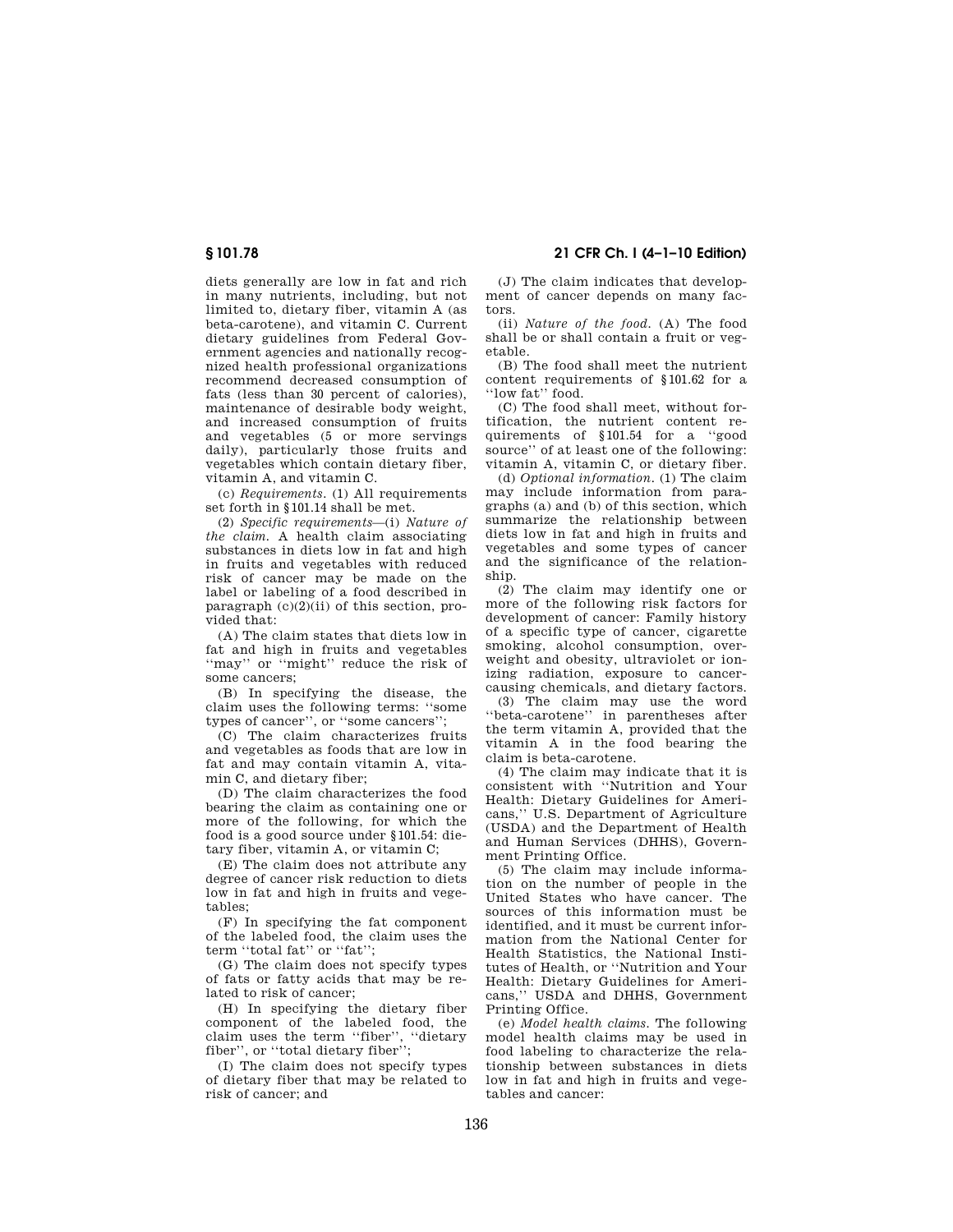diets generally are low in fat and rich in many nutrients, including, but not limited to, dietary fiber, vitamin A (as beta-carotene), and vitamin C. Current dietary guidelines from Federal Government agencies and nationally recognized health professional organizations recommend decreased consumption of fats (less than 30 percent of calories), maintenance of desirable body weight, and increased consumption of fruits and vegetables (5 or more servings daily), particularly those fruits and vegetables which contain dietary fiber, vitamin A, and vitamin C.

(c) *Requirements.* (1) All requirements set forth in §101.14 shall be met.

(2) *Specific requirements*—(i) *Nature of the claim.* A health claim associating substances in diets low in fat and high in fruits and vegetables with reduced risk of cancer may be made on the label or labeling of a food described in paragraph (c)(2)(ii) of this section, provided that:

(A) The claim states that diets low in fat and high in fruits and vegetables ''may'' or ''might'' reduce the risk of some cancers;

(B) In specifying the disease, the claim uses the following terms: ''some types of cancer'', or ''some cancers'';

(C) The claim characterizes fruits and vegetables as foods that are low in fat and may contain vitamin A, vitamin C, and dietary fiber;

(D) The claim characterizes the food bearing the claim as containing one or more of the following, for which the food is a good source under §101.54: dietary fiber, vitamin A, or vitamin C;

(E) The claim does not attribute any degree of cancer risk reduction to diets low in fat and high in fruits and vegetables;

(F) In specifying the fat component of the labeled food, the claim uses the term ''total fat'' or ''fat'';

(G) The claim does not specify types of fats or fatty acids that may be related to risk of cancer;

(H) In specifying the dietary fiber component of the labeled food, the claim uses the term ''fiber'', ''dietary fiber'', or ''total dietary fiber'';

(I) The claim does not specify types of dietary fiber that may be related to risk of cancer; and

(J) The claim indicates that development of cancer depends on many factors.

(ii) *Nature of the food.* (A) The food shall be or shall contain a fruit or vegetable.

(B) The food shall meet the nutrient content requirements of §101.62 for a ''low fat'' food.

(C) The food shall meet, without fortification, the nutrient content requirements of §101.54 for a ''good source'' of at least one of the following: vitamin A, vitamin C, or dietary fiber.

(d) *Optional information.* (1) The claim may include information from paragraphs (a) and (b) of this section, which summarize the relationship between diets low in fat and high in fruits and vegetables and some types of cancer and the significance of the relationship.

(2) The claim may identify one or more of the following risk factors for development of cancer: Family history of a specific type of cancer, cigarette smoking, alcohol consumption, overweight and obesity, ultraviolet or ionizing radiation, exposure to cancer-causing chemicals, and dietary factors.

(3) The claim may use the word ''beta-carotene'' in parentheses after the term vitamin A, provided that the vitamin A in the food bearing the claim is beta-carotene.

(4) The claim may indicate that it is consistent with ''Nutrition and Your Health: Dietary Guidelines for Americans,'' U.S. Department of Agriculture (USDA) and the Department of Health and Human Services (DHHS), Government Printing Office.

(5) The claim may include information on the number of people in the United States who have cancer. The sources of this information must be identified, and it must be current information from the National Center for Health Statistics, the National Institutes of Health, or ''Nutrition and Your Health: Dietary Guidelines for Americans,'' USDA and DHHS, Government Printing Office.

(e) *Model health claims.* The following model health claims may be used in food labeling to characterize the relationship between substances in diets low in fat and high in fruits and vegetables and cancer: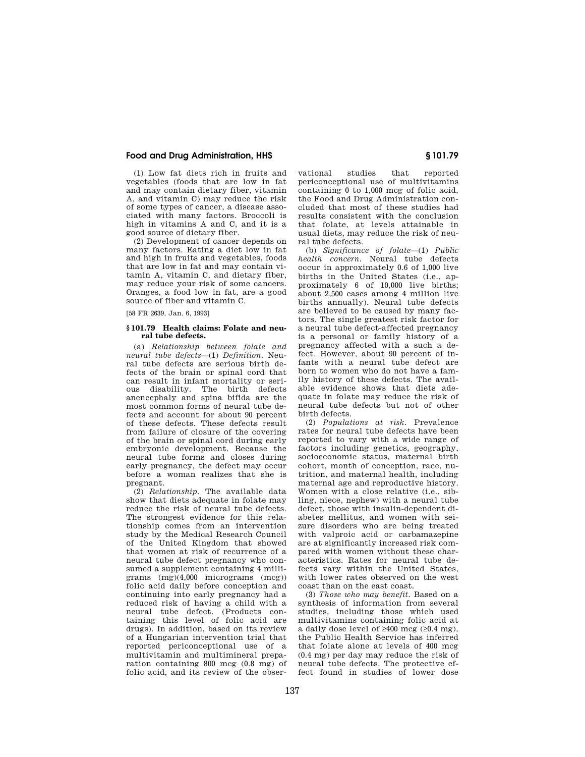(1) Low fat diets rich in fruits and vegetables (foods that are low in fat and may contain dietary fiber, vitamin A, and vitamin C) may reduce the risk of some types of cancer, a disease associated with many factors. Broccoli is high in vitamins A and C, and it is a good source of dietary fiber.

(2) Development of cancer depends on many factors. Eating a diet low in fat and high in fruits and vegetables, foods that are low in fat and may contain vitamin A, vitamin C, and dietary fiber, may reduce your risk of some cancers. Oranges, a food low in fat, are a good source of fiber and vitamin C.

[58 FR 2639, Jan. 6, 1993]

## § 101.79 Health claims: Folate and neural tube defects.

(a) *Relationship between folate and neural tube defects*—(1) *Definition.* Neural tube defects are serious birth defects of the brain or spinal cord that can result in infant mortality or serious disability. The birth defects anencephaly and spina bifida are the most common forms of neural tube defects and account for about 90 percent of these defects. These defects result from failure of closure of the covering of the brain or spinal cord during early embryonic development. Because the neural tube forms and closes during early pregnancy, the defect may occur before a woman realizes that she is pregnant.

(2) *Relationship.* The available data show that diets adequate in folate may reduce the risk of neural tube defects. The strongest evidence for this relationship comes from an intervention study by the Medical Research Council of the United Kingdom that showed that women at risk of recurrence of a neural tube defect pregnancy who consumed a supplement containing 4 milligrams (mg)(4,000 micrograms (mcg)) folic acid daily before conception and continuing into early pregnancy had a reduced risk of having a child with a neural tube defect. (Products containing this level of folic acid are drugs). In addition, based on its review of a Hungarian intervention trial that reported periconceptional use of a multivitamin and multimineral preparation containing 800 mcg (0.8 mg) of folic acid, and its review of the observational studies that reported periconceptional use of multivitamins containing 0 to 1,000 mcg of folic acid, the Food and Drug Administration concluded that most of these studies had results consistent with the conclusion that folate, at levels attainable in usual diets, may reduce the risk of neural tube defects.

(b) *Significance of folate*—(1) *Public health concern.* Neural tube defects occur in approximately 0.6 of 1,000 live births in the United States (i.e., approximately 6 of 10,000 live births; about 2,500 cases among 4 million live births annually). Neural tube defects are believed to be caused by many factors. The single greatest risk factor for a neural tube defect-affected pregnancy is a personal or family history of a pregnancy affected with a such a defect. However, about 90 percent of infants with a neural tube defect are born to women who do not have a family history of these defects. The available evidence shows that diets adequate in folate may reduce the risk of neural tube defects but not of other birth defects.

(2) *Populations at risk.* Prevalence rates for neural tube defects have been reported to vary with a wide range of factors including genetics, geography, socioeconomic status, maternal birth cohort, month of conception, race, nutrition, and maternal health, including maternal age and reproductive history. Women with a close relative (i.e., sibling, niece, nephew) with a neural tube defect, those with insulin-dependent diabetes mellitus, and women with seizure disorders who are being treated with valproic acid or carbamazepine are at significantly increased risk compared with women without these characteristics. Rates for neural tube defects vary within the United States, with lower rates observed on the west coast than on the east coast.

(3) *Those who may benefit.* Based on a synthesis of information from several studies, including those which used multivitamins containing folic acid at a daily dose level of ≥400 mcg (≥0.4 mg), the Public Health Service has inferred that folate alone at levels of 400 mcg (0.4 mg) per day may reduce the risk of neural tube defects. The protective effect found in studies of lower dose